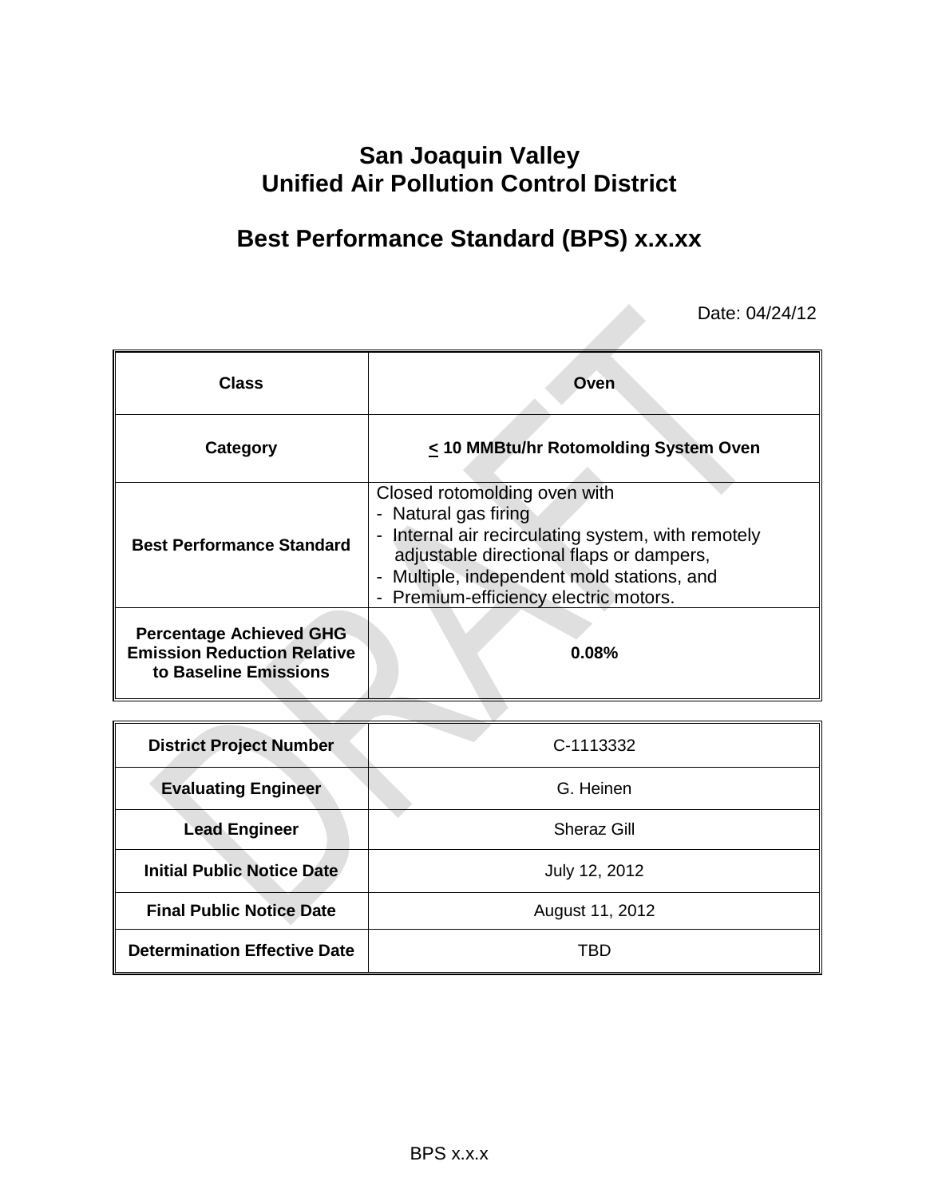# San Joaquin Valley Unified Air Pollution Control District

## Best Performance Standard (BPS) x.x.xx

Date: 04/24/12

| Class | Oven |
|---|---|
| **Category** | **< 10 MMBtu/hr Rotomolding System Oven** |
| **Best Performance Standard** | Closed rotomolding oven with<br>- Natural gas firing<br>- Internal air recirculating system, with remotely adjustable directional flaps or dampers,<br>- Multiple, independent mold stations, and<br>- Premium-efficiency electric motors. |
| **Percentage Achieved GHG Emission Reduction Relative to Baseline Emissions** | **0.08%** |

| District Project Number | C-1113332 |
|---|---|
| **Evaluating Engineer** | G. Heinen |
| **Lead Engineer** | Sheraz Gill |
| **Initial Public Notice Date** | July 12, 2012 |
| **Final Public Notice Date** | August 11, 2012 |
| **Determination Effective Date** | TBD |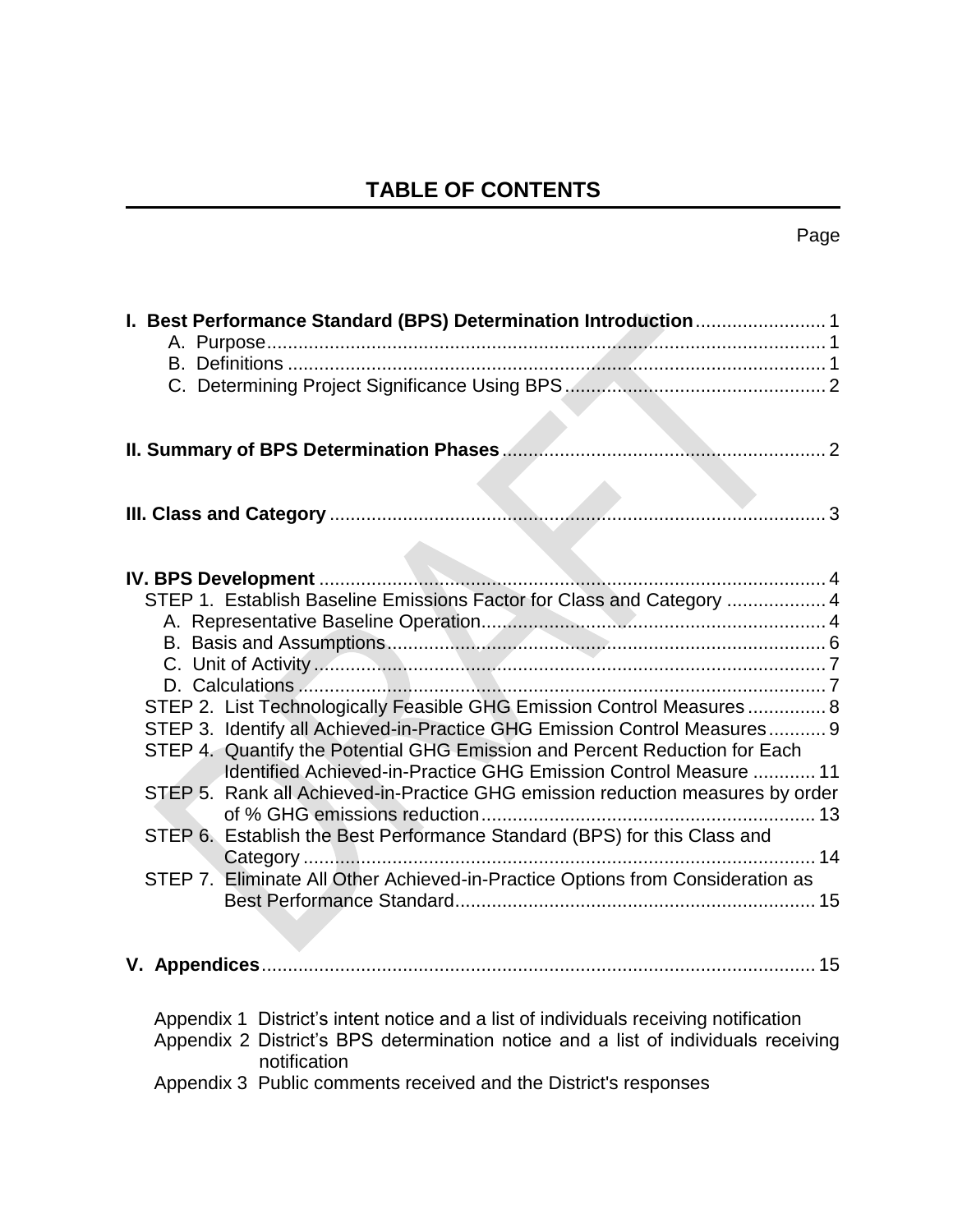# TABLE OF CONTENTS

Page

**I. Best Performance Standard (BPS) Determination Introduction** ......................... 1
- A. Purpose ........................................................................................................ 1
- B. Definitions ................................................................................................... 1
- C. Determining Project Significance Using BPS ................................................ 2

**II. Summary of BPS Determination Phases** ............................................................ 2

**III. Class and Category** ............................................................................................ 3

**IV. BPS Development** .............................................................................................. 4

STEP 1. Establish Baseline Emissions Factor for Class and Category ................... 4
- A. Representative Baseline Operation .............................................................. 4
- B. Basis and Assumptions ................................................................................ 6
- C. Unit of Activity .............................................................................................. 7
- D. Calculations .................................................................................................. 7

STEP 2. List Technologically Feasible GHG Emission Control Measures ............... 8

STEP 3. Identify all Achieved-in-Practice GHG Emission Control Measures ........... 9

STEP 4. Quantify the Potential GHG Emission and Percent Reduction for Each Identified Achieved-in-Practice GHG Emission Control Measure ............ 11

STEP 5. Rank all Achieved-in-Practice GHG emission reduction measures by order of % GHG emissions reduction ............................................................... 13

STEP 6. Establish the Best Performance Standard (BPS) for this Class and Category ................................................................................................... 14

STEP 7. Eliminate All Other Achieved-in-Practice Options from Consideration as Best Performance Standard ..................................................................... 15

**V. Appendices** ......................................................................................................... 15

Appendix 1 District's intent notice and a list of individuals receiving notification

Appendix 2 District's BPS determination notice and a list of individuals receiving notification

Appendix 3 Public comments received and the District's responses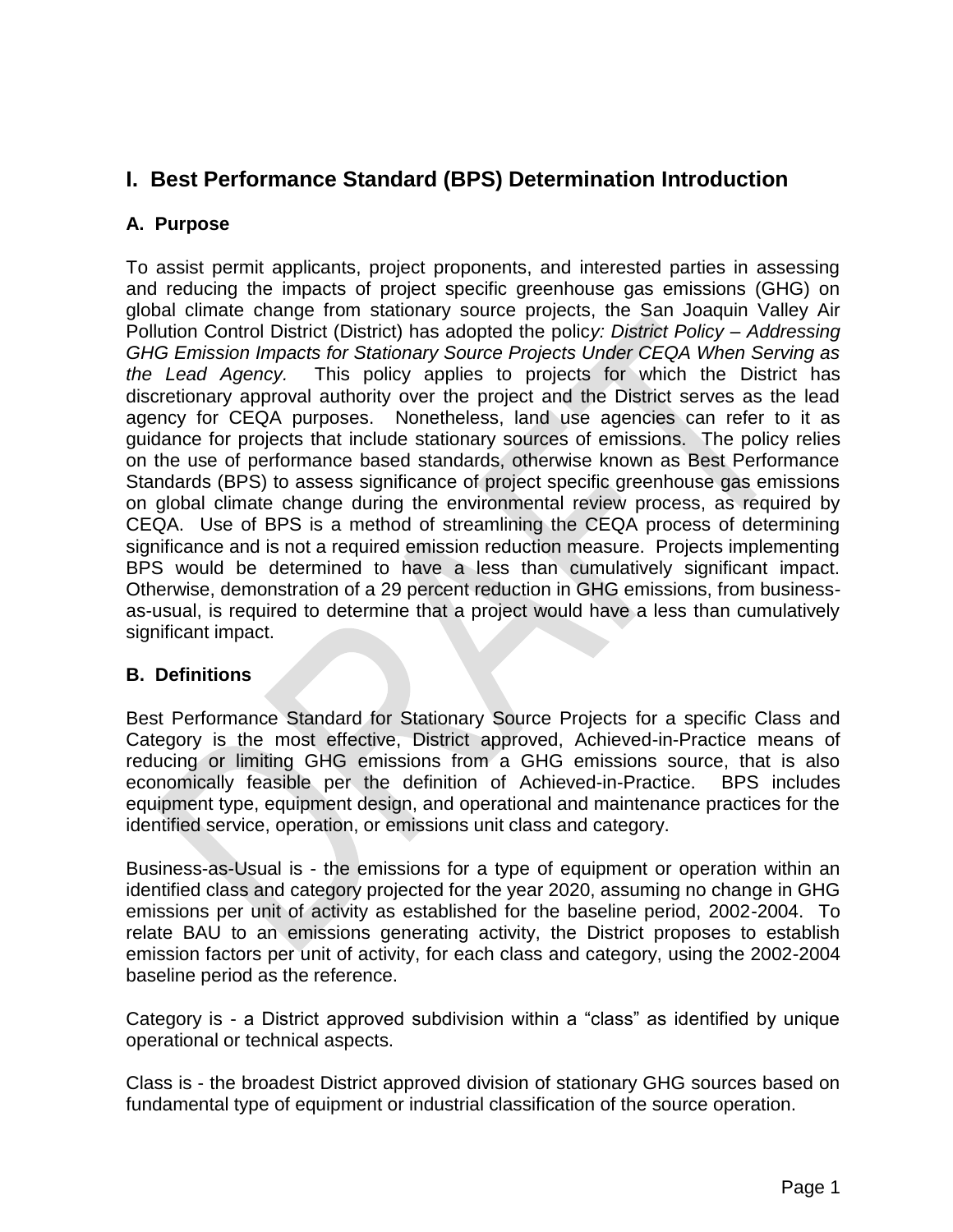# I. Best Performance Standard (BPS) Determination Introduction

## A. Purpose

To assist permit applicants, project proponents, and interested parties in assessing and reducing the impacts of project specific greenhouse gas emissions (GHG) on global climate change from stationary source projects, the San Joaquin Valley Air Pollution Control District (District) has adopted the polic*y: District Policy – Addressing GHG Emission Impacts for Stationary Source Projects Under CEQA When Serving as the Lead Agency.* This policy applies to projects for which the District has discretionary approval authority over the project and the District serves as the lead agency for CEQA purposes. Nonetheless, land use agencies can refer to it as guidance for projects that include stationary sources of emissions. The policy relies on the use of performance based standards, otherwise known as Best Performance Standards (BPS) to assess significance of project specific greenhouse gas emissions on global climate change during the environmental review process, as required by CEQA. Use of BPS is a method of streamlining the CEQA process of determining significance and is not a required emission reduction measure. Projects implementing BPS would be determined to have a less than cumulatively significant impact. Otherwise, demonstration of a 29 percent reduction in GHG emissions, from business-as-usual, is required to determine that a project would have a less than cumulatively significant impact.

## B. Definitions

Best Performance Standard for Stationary Source Projects for a specific Class and Category is the most effective, District approved, Achieved-in-Practice means of reducing or limiting GHG emissions from a GHG emissions source, that is also economically feasible per the definition of Achieved-in-Practice. BPS includes equipment type, equipment design, and operational and maintenance practices for the identified service, operation, or emissions unit class and category.

Business-as-Usual is - the emissions for a type of equipment or operation within an identified class and category projected for the year 2020, assuming no change in GHG emissions per unit of activity as established for the baseline period, 2002-2004. To relate BAU to an emissions generating activity, the District proposes to establish emission factors per unit of activity, for each class and category, using the 2002-2004 baseline period as the reference.

Category is - a District approved subdivision within a "class" as identified by unique operational or technical aspects.

Class is - the broadest District approved division of stationary GHG sources based on fundamental type of equipment or industrial classification of the source operation.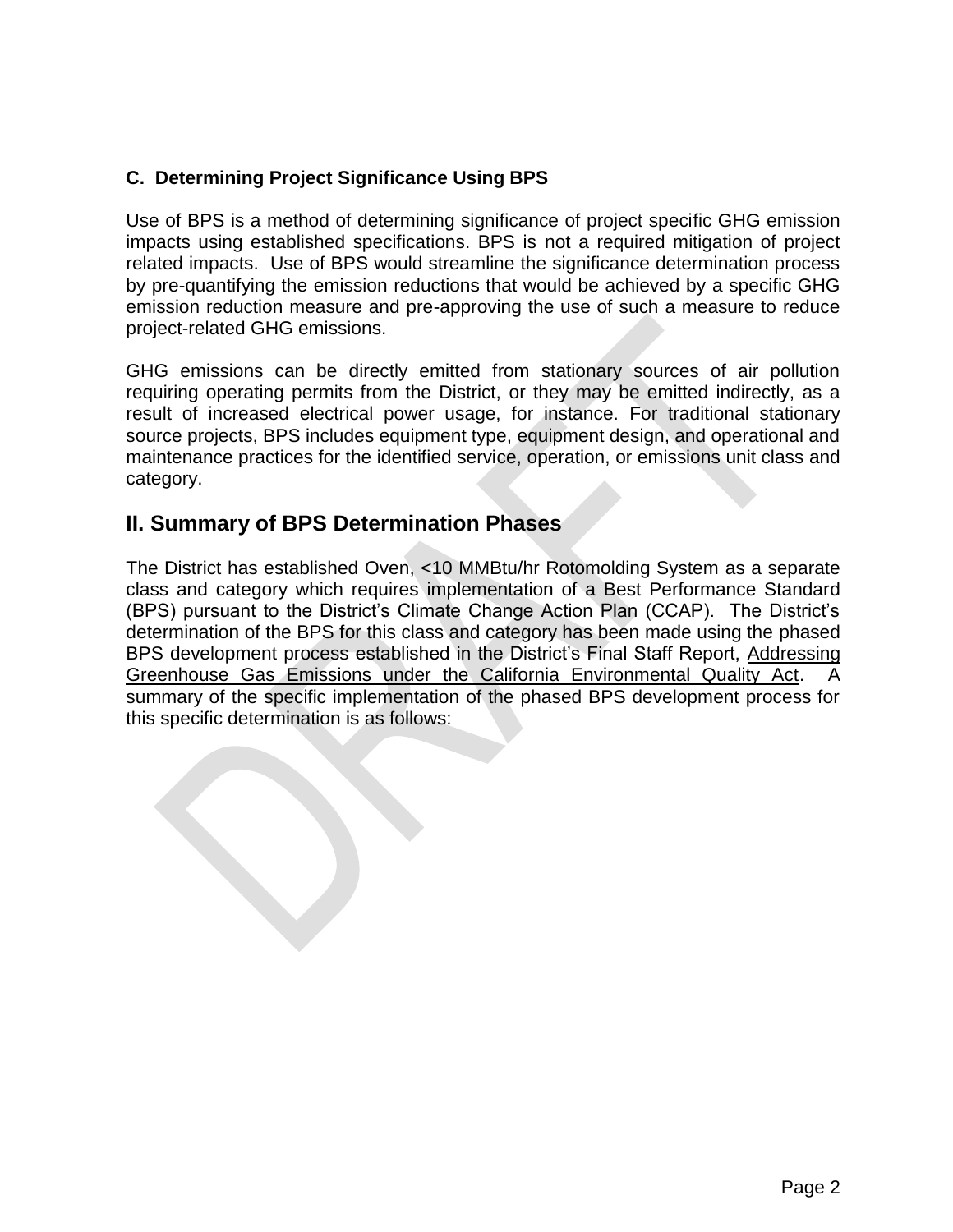### C. Determining Project Significance Using BPS

Use of BPS is a method of determining significance of project specific GHG emission impacts using established specifications. BPS is not a required mitigation of project related impacts. Use of BPS would streamline the significance determination process by pre-quantifying the emission reductions that would be achieved by a specific GHG emission reduction measure and pre-approving the use of such a measure to reduce project-related GHG emissions.

GHG emissions can be directly emitted from stationary sources of air pollution requiring operating permits from the District, or they may be emitted indirectly, as a result of increased electrical power usage, for instance. For traditional stationary source projects, BPS includes equipment type, equipment design, and operational and maintenance practices for the identified service, operation, or emissions unit class and category.

## II. Summary of BPS Determination Phases

The District has established Oven, <10 MMBtu/hr Rotomolding System as a separate class and category which requires implementation of a Best Performance Standard (BPS) pursuant to the District's Climate Change Action Plan (CCAP). The District's determination of the BPS for this class and category has been made using the phased BPS development process established in the District's Final Staff Report, Addressing Greenhouse Gas Emissions under the California Environmental Quality Act. A summary of the specific implementation of the phased BPS development process for this specific determination is as follows: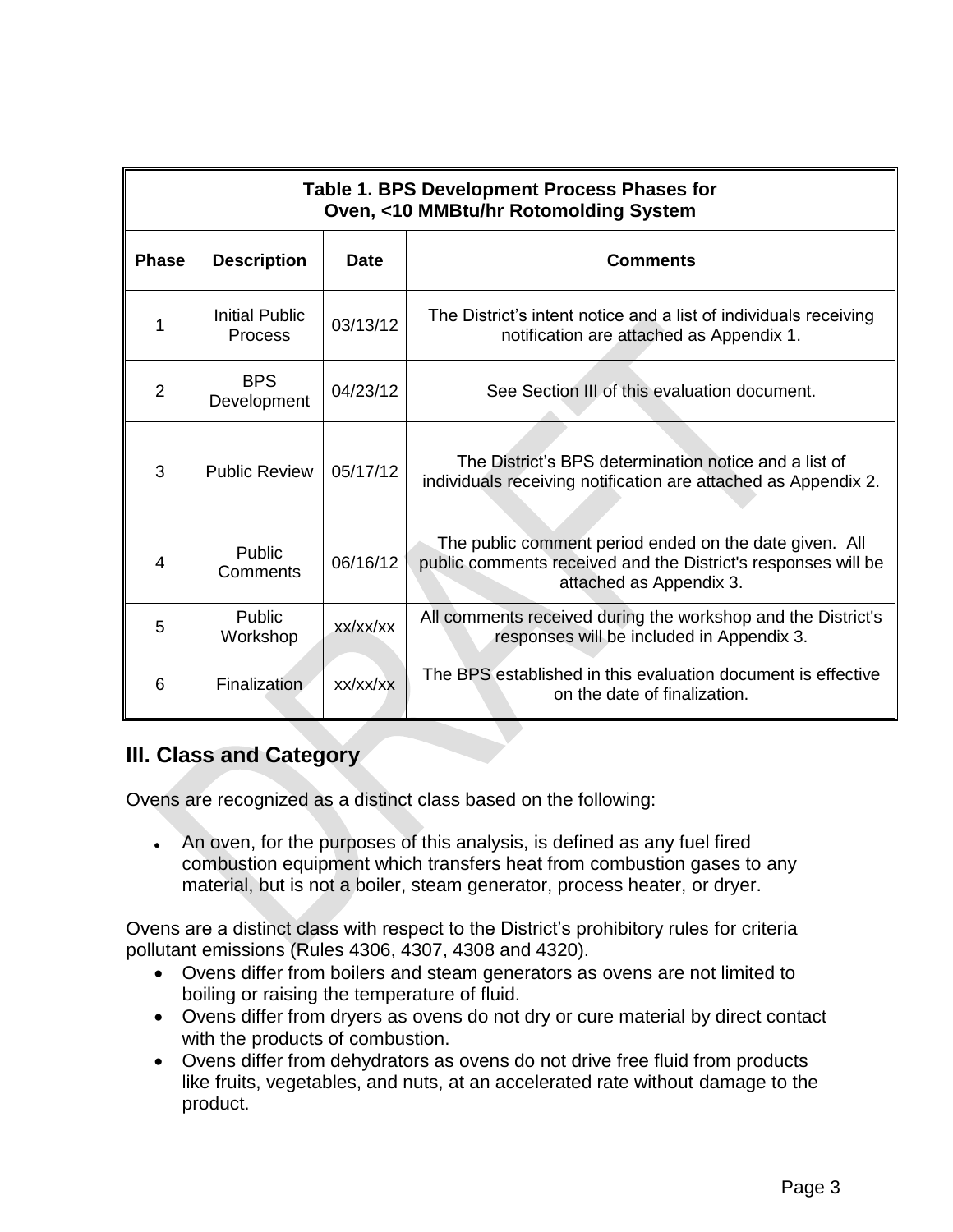| Table 1. BPS Development Process Phases for Oven, <10 MMBtu/hr Rotomolding System | | | |
|---|---|---|---|
| **Phase** | **Description** | **Date** | **Comments** |
| 1 | Initial Public Process | 03/13/12 | The District's intent notice and a list of individuals receiving notification are attached as Appendix 1. |
| 2 | BPS Development | 04/23/12 | See Section III of this evaluation document. |
| 3 | Public Review | 05/17/12 | The District's BPS determination notice and a list of individuals receiving notification are attached as Appendix 2. |
| 4 | Public Comments | 06/16/12 | The public comment period ended on the date given. All public comments received and the District's responses will be attached as Appendix 3. |
| 5 | Public Workshop | xx/xx/xx | All comments received during the workshop and the District's responses will be included in Appendix 3. |
| 6 | Finalization | xx/xx/xx | The BPS established in this evaluation document is effective on the date of finalization. |

## III. Class and Category

Ovens are recognized as a distinct class based on the following:

- An oven, for the purposes of this analysis, is defined as any fuel fired combustion equipment which transfers heat from combustion gases to any material, but is not a boiler, steam generator, process heater, or dryer.

Ovens are a distinct class with respect to the District's prohibitory rules for criteria pollutant emissions (Rules 4306, 4307, 4308 and 4320).

- Ovens differ from boilers and steam generators as ovens are not limited to boiling or raising the temperature of fluid.
- Ovens differ from dryers as ovens do not dry or cure material by direct contact with the products of combustion.
- Ovens differ from dehydrators as ovens do not drive free fluid from products like fruits, vegetables, and nuts, at an accelerated rate without damage to the product.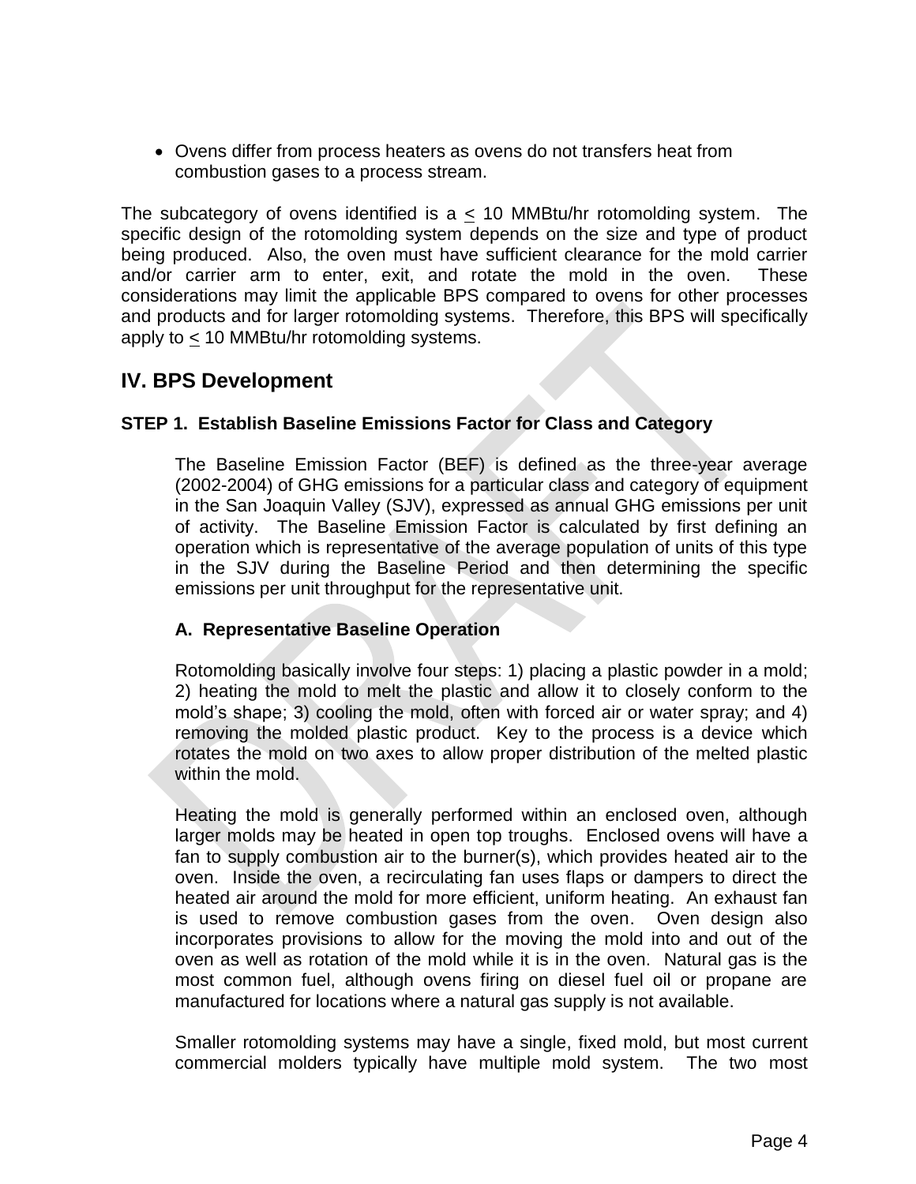- Ovens differ from process heaters as ovens do not transfers heat from combustion gases to a process stream.

The subcategory of ovens identified is a ≤ 10 MMBtu/hr rotomolding system. The specific design of the rotomolding system depends on the size and type of product being produced. Also, the oven must have sufficient clearance for the mold carrier and/or carrier arm to enter, exit, and rotate the mold in the oven. These considerations may limit the applicable BPS compared to ovens for other processes and products and for larger rotomolding systems. Therefore, this BPS will specifically apply to ≤ 10 MMBtu/hr rotomolding systems.

## IV. BPS Development

### STEP 1. Establish Baseline Emissions Factor for Class and Category

The Baseline Emission Factor (BEF) is defined as the three-year average (2002-2004) of GHG emissions for a particular class and category of equipment in the San Joaquin Valley (SJV), expressed as annual GHG emissions per unit of activity. The Baseline Emission Factor is calculated by first defining an operation which is representative of the average population of units of this type in the SJV during the Baseline Period and then determining the specific emissions per unit throughput for the representative unit.

#### A. Representative Baseline Operation

Rotomolding basically involve four steps: 1) placing a plastic powder in a mold; 2) heating the mold to melt the plastic and allow it to closely conform to the mold's shape; 3) cooling the mold, often with forced air or water spray; and 4) removing the molded plastic product. Key to the process is a device which rotates the mold on two axes to allow proper distribution of the melted plastic within the mold.

Heating the mold is generally performed within an enclosed oven, although larger molds may be heated in open top troughs. Enclosed ovens will have a fan to supply combustion air to the burner(s), which provides heated air to the oven. Inside the oven, a recirculating fan uses flaps or dampers to direct the heated air around the mold for more efficient, uniform heating. An exhaust fan is used to remove combustion gases from the oven. Oven design also incorporates provisions to allow for the moving the mold into and out of the oven as well as rotation of the mold while it is in the oven. Natural gas is the most common fuel, although ovens firing on diesel fuel oil or propane are manufactured for locations where a natural gas supply is not available.

Smaller rotomolding systems may have a single, fixed mold, but most current commercial molders typically have multiple mold system. The two most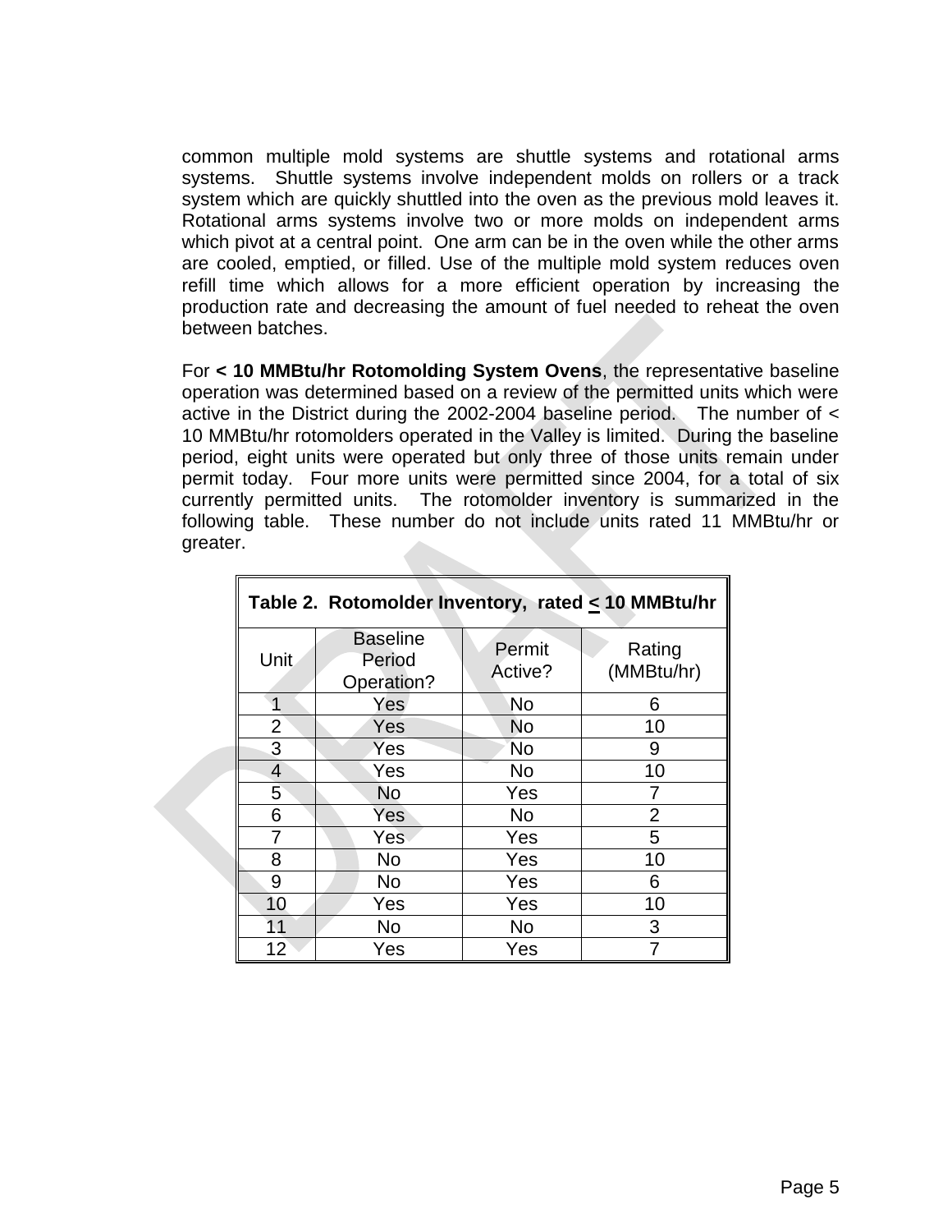common multiple mold systems are shuttle systems and rotational arms systems. Shuttle systems involve independent molds on rollers or a track system which are quickly shuttled into the oven as the previous mold leaves it. Rotational arms systems involve two or more molds on independent arms which pivot at a central point. One arm can be in the oven while the other arms are cooled, emptied, or filled. Use of the multiple mold system reduces oven refill time which allows for a more efficient operation by increasing the production rate and decreasing the amount of fuel needed to reheat the oven between batches.

For **< 10 MMBtu/hr Rotomolding System Ovens**, the representative baseline operation was determined based on a review of the permitted units which were active in the District during the 2002-2004 baseline period. The number of < 10 MMBtu/hr rotomolders operated in the Valley is limited. During the baseline period, eight units were operated but only three of those units remain under permit today. Four more units were permitted since 2004, for a total of six currently permitted units. The rotomolder inventory is summarized in the following table. These number do not include units rated 11 MMBtu/hr or greater.

**Table 2. Rotomolder Inventory, rated ≤ 10 MMBtu/hr**

| Unit | Baseline Period Operation? | Permit Active? | Rating (MMBtu/hr) |
|---|---|---|---|
| 1 | Yes | No | 6 |
| 2 | Yes | No | 10 |
| 3 | Yes | No | 9 |
| 4 | Yes | No | 10 |
| 5 | No | Yes | 7 |
| 6 | Yes | No | 2 |
| 7 | Yes | Yes | 5 |
| 8 | No | Yes | 10 |
| 9 | No | Yes | 6 |
| 10 | Yes | Yes | 10 |
| 11 | No | No | 3 |
| 12 | Yes | Yes | 7 |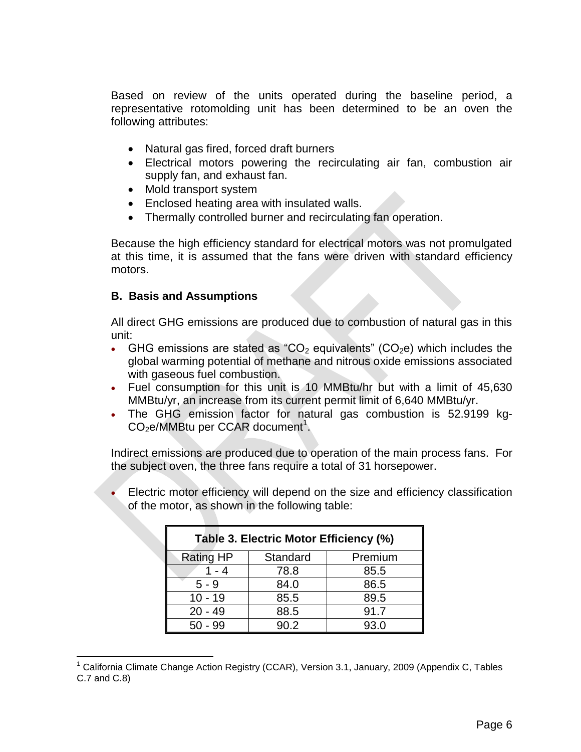Based on review of the units operated during the baseline period, a representative rotomolding unit has been determined to be an oven the following attributes:

- Natural gas fired, forced draft burners
- Electrical motors powering the recirculating air fan, combustion air supply fan, and exhaust fan.
- Mold transport system
- Enclosed heating area with insulated walls.
- Thermally controlled burner and recirculating fan operation.

Because the high efficiency standard for electrical motors was not promulgated at this time, it is assumed that the fans were driven with standard efficiency motors.

### B. Basis and Assumptions

All direct GHG emissions are produced due to combustion of natural gas in this unit:

- GHG emissions are stated as "$CO_2$ equivalents" ($CO_2e$) which includes the global warming potential of methane and nitrous oxide emissions associated with gaseous fuel combustion.
- Fuel consumption for this unit is 10 MMBtu/hr but with a limit of 45,630 MMBtu/yr, an increase from its current permit limit of 6,640 MMBtu/yr.
- The GHG emission factor for natural gas combustion is 52.9199 kg-$CO_2e$/MMBtu per CCAR document[1].

Indirect emissions are produced due to operation of the main process fans. For the subject oven, the three fans require a total of 31 horsepower.

- Electric motor efficiency will depend on the size and efficiency classification of the motor, as shown in the following table:

**Table 3. Electric Motor Efficiency (%)**

| Rating HP | Standard | Premium |
|---|---|---|
| 1 - 4 | 78.8 | 85.5 |
| 5 - 9 | 84.0 | 86.5 |
| 10 - 19 | 85.5 | 89.5 |
| 20 - 49 | 88.5 | 91.7 |
| 50 - 99 | 90.2 | 93.0 |

[1] California Climate Change Action Registry (CCAR), Version 3.1, January, 2009 (Appendix C, Tables C.7 and C.8)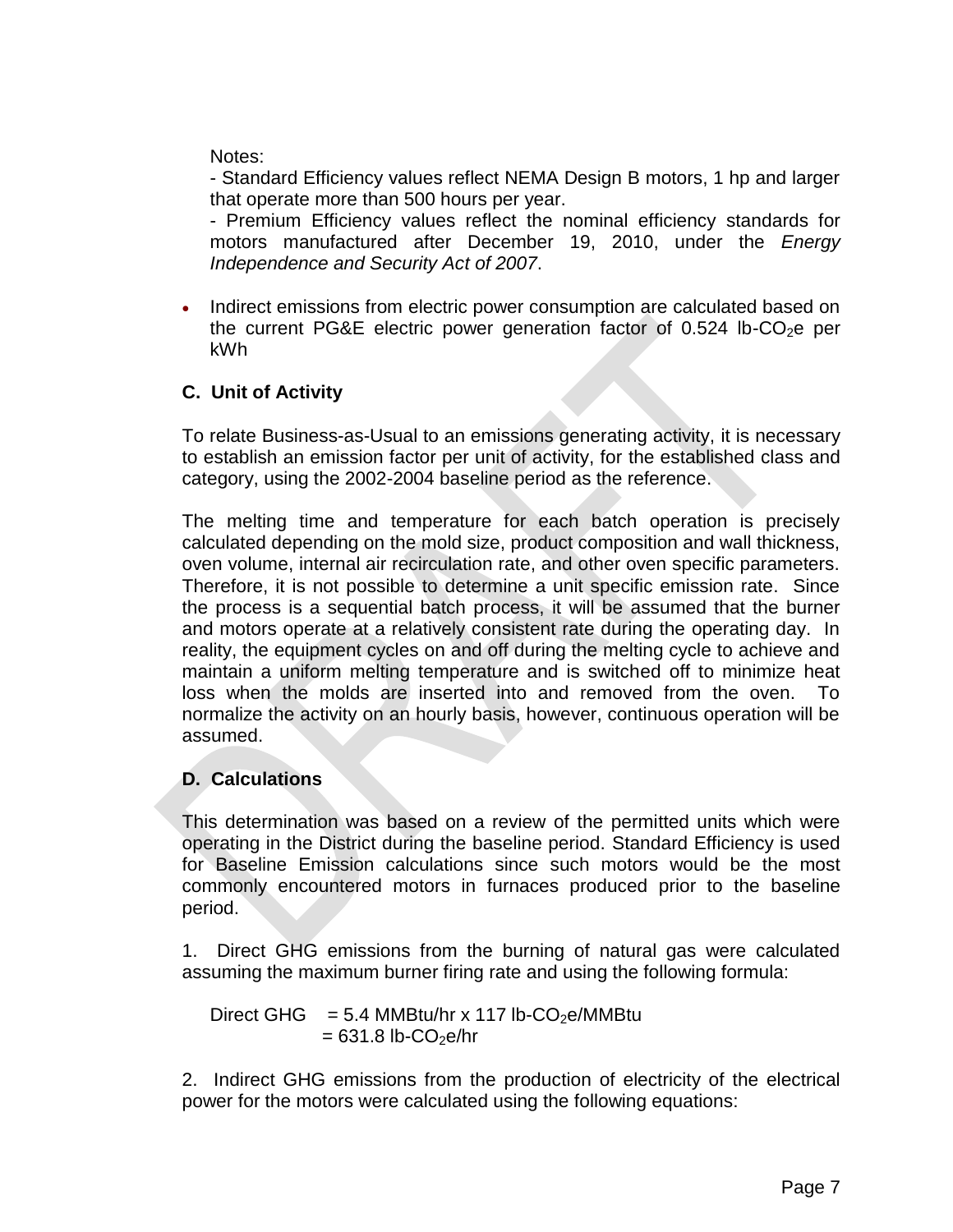Notes:

- Standard Efficiency values reflect NEMA Design B motors, 1 hp and larger that operate more than 500 hours per year.

- Premium Efficiency values reflect the nominal efficiency standards for motors manufactured after December 19, 2010, under the *Energy Independence and Security Act of 2007*.

- Indirect emissions from electric power consumption are calculated based on the current PG&E electric power generation factor of 0.524 lb-$CO_2$e per kWh

### C. Unit of Activity

To relate Business-as-Usual to an emissions generating activity, it is necessary to establish an emission factor per unit of activity, for the established class and category, using the 2002-2004 baseline period as the reference.

The melting time and temperature for each batch operation is precisely calculated depending on the mold size, product composition and wall thickness, oven volume, internal air recirculation rate, and other oven specific parameters. Therefore, it is not possible to determine a unit specific emission rate. Since the process is a sequential batch process, it will be assumed that the burner and motors operate at a relatively consistent rate during the operating day. In reality, the equipment cycles on and off during the melting cycle to achieve and maintain a uniform melting temperature and is switched off to minimize heat loss when the molds are inserted into and removed from the oven. To normalize the activity on an hourly basis, however, continuous operation will be assumed.

### D. Calculations

This determination was based on a review of the permitted units which were operating in the District during the baseline period. Standard Efficiency is used for Baseline Emission calculations since such motors would be the most commonly encountered motors in furnaces produced prior to the baseline period.

1. Direct GHG emissions from the burning of natural gas were calculated assuming the maximum burner firing rate and using the following formula:

Direct GHG = 5.4 MMBtu/hr x 117 lb-$CO_2$e/MMBtu
= 631.8 lb-$CO_2$e/hr

2. Indirect GHG emissions from the production of electricity of the electrical power for the motors were calculated using the following equations: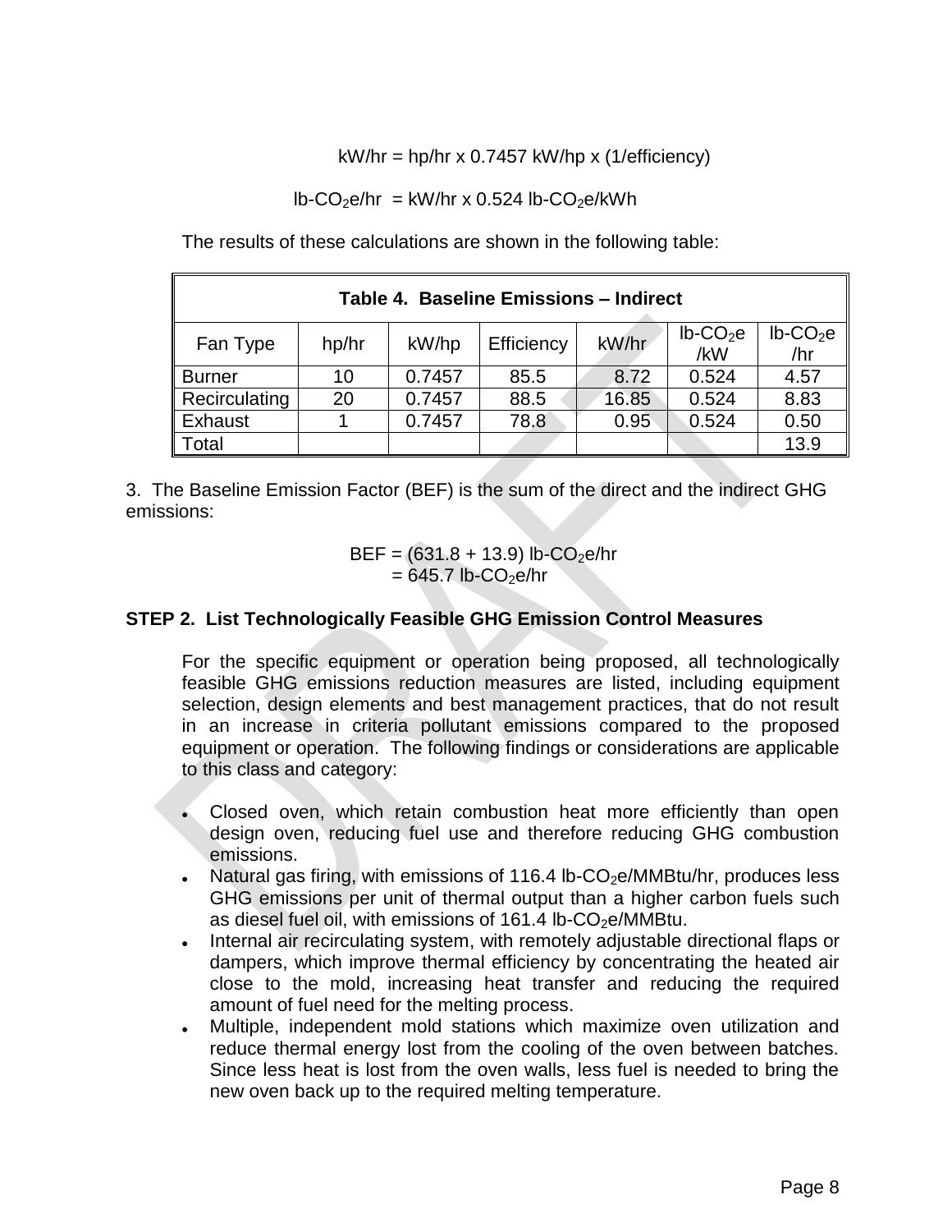$$kW/hr = hp/hr \times 0.7457\ kW/hp \times (1/efficiency)$$

$$lb\text{-}CO_2e/hr = kW/hr \times 0.524\ lb\text{-}CO_2e/kWh$$

The results of these calculations are shown in the following table:

| Table 4. Baseline Emissions – Indirect | | | | | | |
|---|---|---|---|---|---|---|
| Fan Type | hp/hr | kW/hp | Efficiency | kW/hr | $lb\text{-}CO_2e$ /kW | $lb\text{-}CO_2e$ /hr |
| Burner | 10 | 0.7457 | 85.5 | 8.72 | 0.524 | 4.57 |
| Recirculating | 20 | 0.7457 | 88.5 | 16.85 | 0.524 | 8.83 |
| Exhaust | 1 | 0.7457 | 78.8 | 0.95 | 0.524 | 0.50 |
| Total | | | | | | 13.9 |

3. The Baseline Emission Factor (BEF) is the sum of the direct and the indirect GHG emissions:

$$\begin{aligned} BEF &= (631.8 + 13.9)\ lb\text{-}CO_2e/hr \\ &= 645.7\ lb\text{-}CO_2e/hr \end{aligned}$$

**STEP 2. List Technologically Feasible GHG Emission Control Measures**

For the specific equipment or operation being proposed, all technologically feasible GHG emissions reduction measures are listed, including equipment selection, design elements and best management practices, that do not result in an increase in criteria pollutant emissions compared to the proposed equipment or operation. The following findings or considerations are applicable to this class and category:

- Closed oven, which retain combustion heat more efficiently than open design oven, reducing fuel use and therefore reducing GHG combustion emissions.
- Natural gas firing, with emissions of 116.4 $lb\text{-}CO_2e/MMBtu/hr$, produces less GHG emissions per unit of thermal output than a higher carbon fuels such as diesel fuel oil, with emissions of 161.4 $lb\text{-}CO_2e/MMBtu$.
- Internal air recirculating system, with remotely adjustable directional flaps or dampers, which improve thermal efficiency by concentrating the heated air close to the mold, increasing heat transfer and reducing the required amount of fuel need for the melting process.
- Multiple, independent mold stations which maximize oven utilization and reduce thermal energy lost from the cooling of the oven between batches. Since less heat is lost from the oven walls, less fuel is needed to bring the new oven back up to the required melting temperature.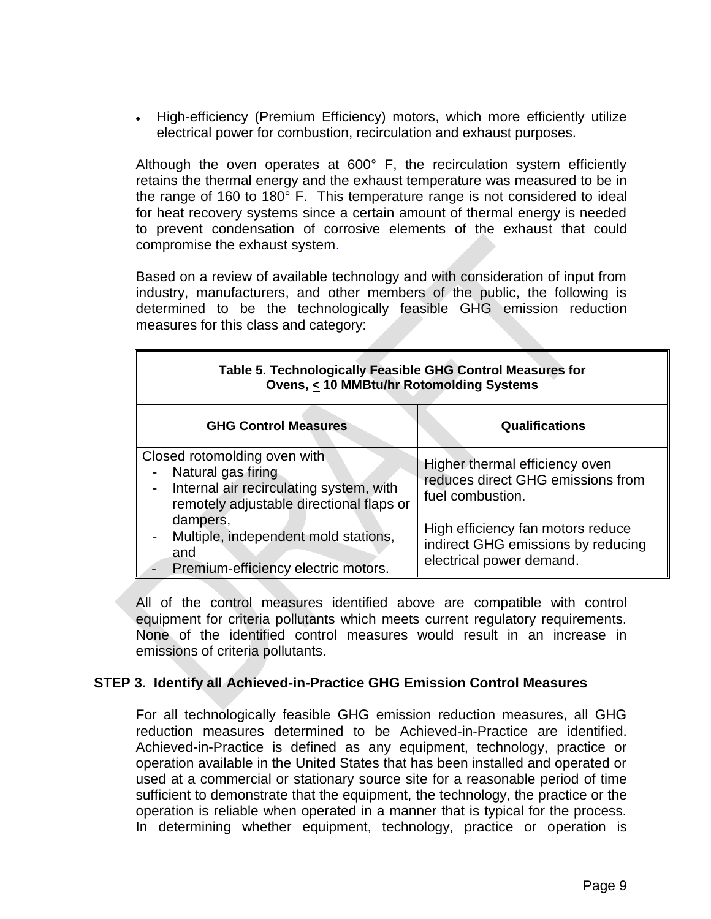- High-efficiency (Premium Efficiency) motors, which more efficiently utilize electrical power for combustion, recirculation and exhaust purposes.

Although the oven operates at 600° F, the recirculation system efficiently retains the thermal energy and the exhaust temperature was measured to be in the range of 160 to 180° F. This temperature range is not considered to ideal for heat recovery systems since a certain amount of thermal energy is needed to prevent condensation of corrosive elements of the exhaust that could compromise the exhaust system.

Based on a review of available technology and with consideration of input from industry, manufacturers, and other members of the public, the following is determined to be the technologically feasible GHG emission reduction measures for this class and category:

**Table 5. Technologically Feasible GHG Control Measures for Ovens, ≤ 10 MMBtu/hr Rotomolding Systems**

| GHG Control Measures | Qualifications |
|---|---|
| Closed rotomolding oven with<br>- Natural gas firing<br>- Internal air recirculating system, with remotely adjustable directional flaps or dampers,<br>- Multiple, independent mold stations, and<br>- Premium-efficiency electric motors. | Higher thermal efficiency oven reduces direct GHG emissions from fuel combustion.<br><br>High efficiency fan motors reduce indirect GHG emissions by reducing electrical power demand. |

All of the control measures identified above are compatible with control equipment for criteria pollutants which meets current regulatory requirements. None of the identified control measures would result in an increase in emissions of criteria pollutants.

### STEP 3. Identify all Achieved-in-Practice GHG Emission Control Measures

For all technologically feasible GHG emission reduction measures, all GHG reduction measures determined to be Achieved-in-Practice are identified. Achieved-in-Practice is defined as any equipment, technology, practice or operation available in the United States that has been installed and operated or used at a commercial or stationary source site for a reasonable period of time sufficient to demonstrate that the equipment, the technology, the practice or the operation is reliable when operated in a manner that is typical for the process. In determining whether equipment, technology, practice or operation is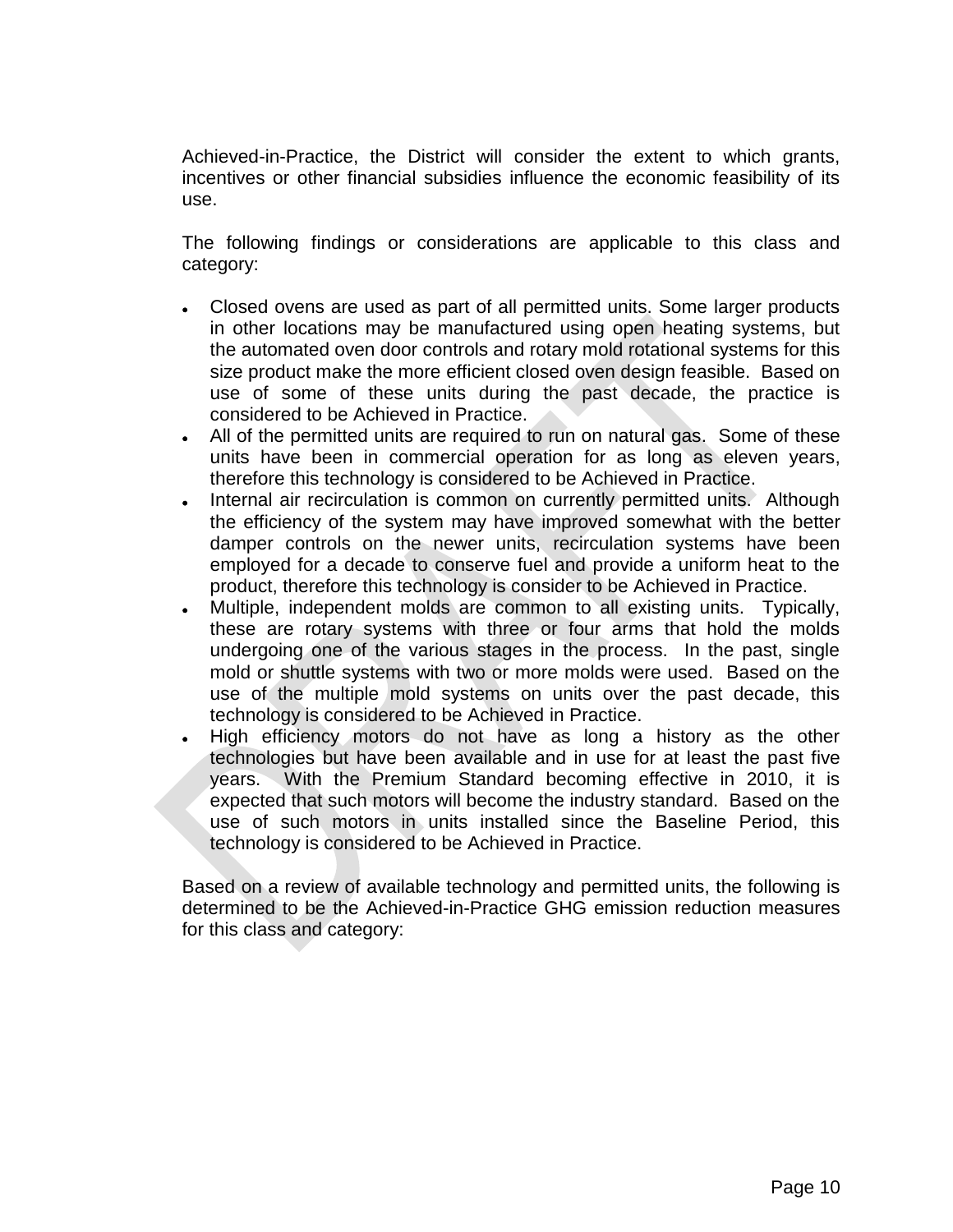Achieved-in-Practice, the District will consider the extent to which grants, incentives or other financial subsidies influence the economic feasibility of its use.

The following findings or considerations are applicable to this class and category:

- Closed ovens are used as part of all permitted units. Some larger products in other locations may be manufactured using open heating systems, but the automated oven door controls and rotary mold rotational systems for this size product make the more efficient closed oven design feasible. Based on use of some of these units during the past decade, the practice is considered to be Achieved in Practice.
- All of the permitted units are required to run on natural gas. Some of these units have been in commercial operation for as long as eleven years, therefore this technology is considered to be Achieved in Practice.
- Internal air recirculation is common on currently permitted units. Although the efficiency of the system may have improved somewhat with the better damper controls on the newer units, recirculation systems have been employed for a decade to conserve fuel and provide a uniform heat to the product, therefore this technology is consider to be Achieved in Practice.
- Multiple, independent molds are common to all existing units. Typically, these are rotary systems with three or four arms that hold the molds undergoing one of the various stages in the process. In the past, single mold or shuttle systems with two or more molds were used. Based on the use of the multiple mold systems on units over the past decade, this technology is considered to be Achieved in Practice.
- High efficiency motors do not have as long a history as the other technologies but have been available and in use for at least the past five years. With the Premium Standard becoming effective in 2010, it is expected that such motors will become the industry standard. Based on the use of such motors in units installed since the Baseline Period, this technology is considered to be Achieved in Practice.

Based on a review of available technology and permitted units, the following is determined to be the Achieved-in-Practice GHG emission reduction measures for this class and category: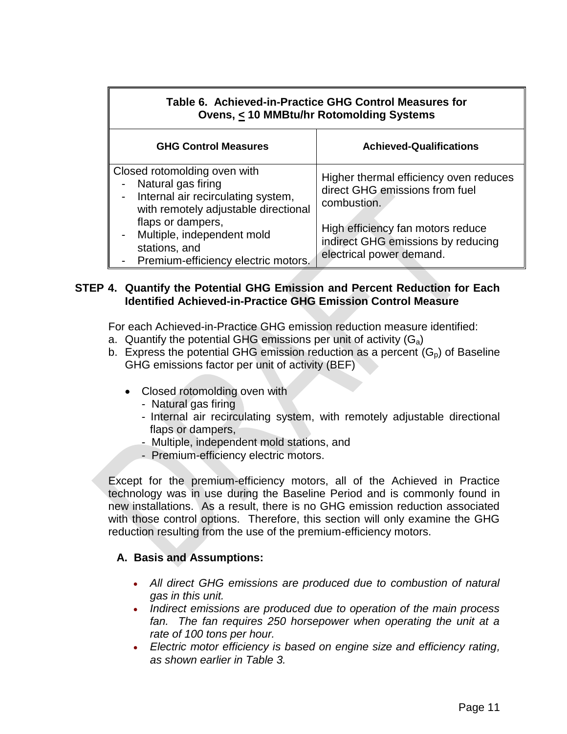| Table 6. Achieved-in-Practice GHG Control Measures for Ovens, ≤ 10 MMBtu/hr Rotomolding Systems | |
|---|---|
| **GHG Control Measures** | **Achieved-Qualifications** |
| Closed rotomolding oven with<br>- Natural gas firing<br>- Internal air recirculating system, with remotely adjustable directional flaps or dampers,<br>- Multiple, independent mold stations, and<br>- Premium-efficiency electric motors. | Higher thermal efficiency oven reduces direct GHG emissions from fuel combustion.<br><br>High efficiency fan motors reduce indirect GHG emissions by reducing electrical power demand. |

## STEP 4. Quantify the Potential GHG Emission and Percent Reduction for Each Identified Achieved-in-Practice GHG Emission Control Measure

For each Achieved-in-Practice GHG emission reduction measure identified:

a. Quantify the potential GHG emissions per unit of activity ($G_a$)
b. Express the potential GHG emission reduction as a percent ($G_p$) of Baseline GHG emissions factor per unit of activity (BEF)

- Closed rotomolding oven with
  - Natural gas firing
  - Internal air recirculating system, with remotely adjustable directional flaps or dampers,
  - Multiple, independent mold stations, and
  - Premium-efficiency electric motors.

Except for the premium-efficiency motors, all of the Achieved in Practice technology was in use during the Baseline Period and is commonly found in new installations. As a result, there is no GHG emission reduction associated with those control options. Therefore, this section will only examine the GHG reduction resulting from the use of the premium-efficiency motors.

### A. Basis and Assumptions:

- *All direct GHG emissions are produced due to combustion of natural gas in this unit.*
- *Indirect emissions are produced due to operation of the main process fan. The fan requires 250 horsepower when operating the unit at a rate of 100 tons per hour.*
- *Electric motor efficiency is based on engine size and efficiency rating, as shown earlier in Table 3.*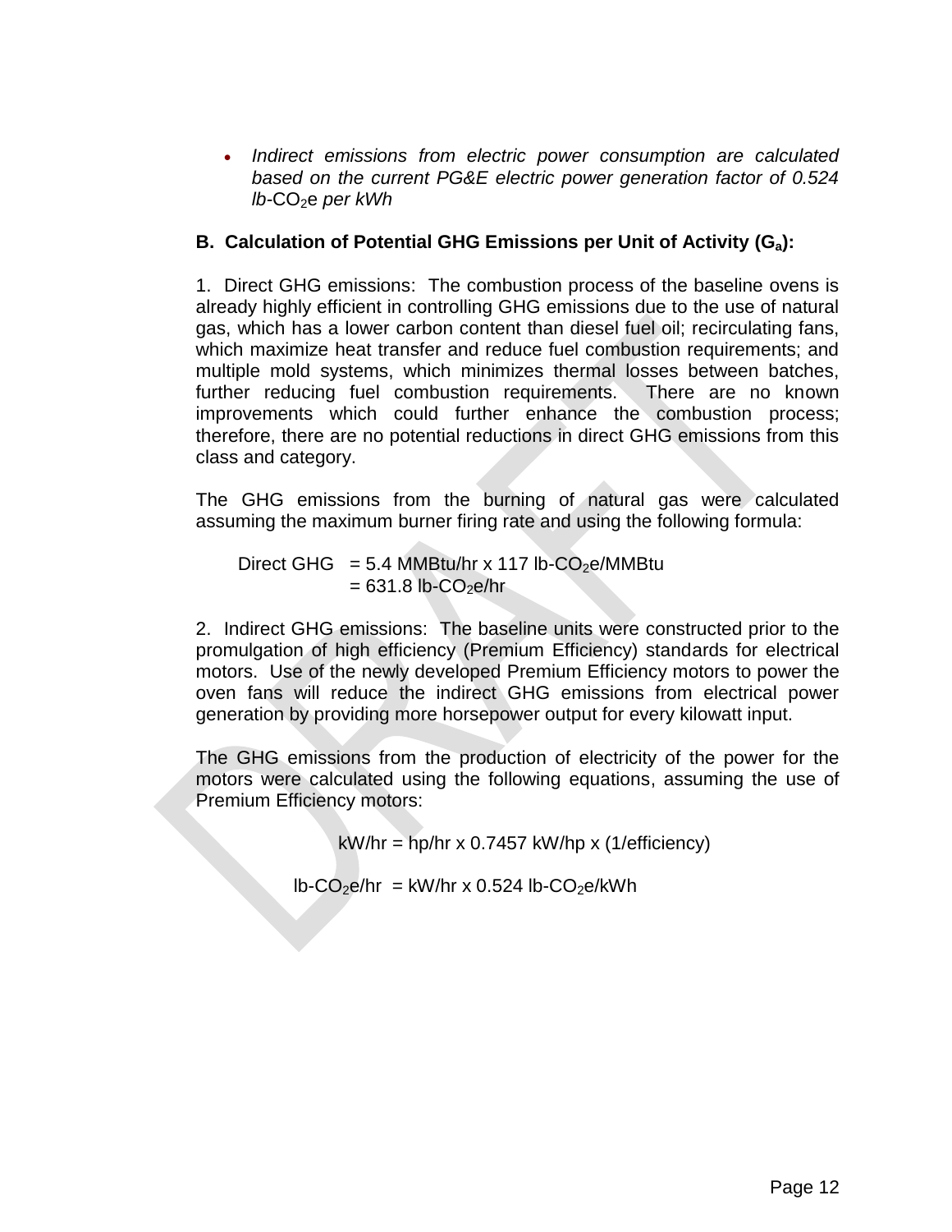- *Indirect emissions from electric power consumption are calculated based on the current PG&E electric power generation factor of 0.524 lb-$CO_2$e per kWh*

### B. Calculation of Potential GHG Emissions per Unit of Activity ($G_a$):

1. Direct GHG emissions: The combustion process of the baseline ovens is already highly efficient in controlling GHG emissions due to the use of natural gas, which has a lower carbon content than diesel fuel oil; recirculating fans, which maximize heat transfer and reduce fuel combustion requirements; and multiple mold systems, which minimizes thermal losses between batches, further reducing fuel combustion requirements. There are no known improvements which could further enhance the combustion process; therefore, there are no potential reductions in direct GHG emissions from this class and category.

The GHG emissions from the burning of natural gas were calculated assuming the maximum burner firing rate and using the following formula:

$$\text{Direct GHG} = 5.4 \text{ MMBtu/hr} \times 117 \text{ lb-}CO_2\text{e/MMBtu}$$
$$= 631.8 \text{ lb-}CO_2\text{e/hr}$$

2. Indirect GHG emissions: The baseline units were constructed prior to the promulgation of high efficiency (Premium Efficiency) standards for electrical motors. Use of the newly developed Premium Efficiency motors to power the oven fans will reduce the indirect GHG emissions from electrical power generation by providing more horsepower output for every kilowatt input.

The GHG emissions from the production of electricity of the power for the motors were calculated using the following equations, assuming the use of Premium Efficiency motors:

$$\text{kW/hr} = \text{hp/hr} \times 0.7457 \text{ kW/hp} \times (1/\text{efficiency})$$

$$\text{lb-}CO_2\text{e/hr} = \text{kW/hr} \times 0.524 \text{ lb-}CO_2\text{e/kWh}$$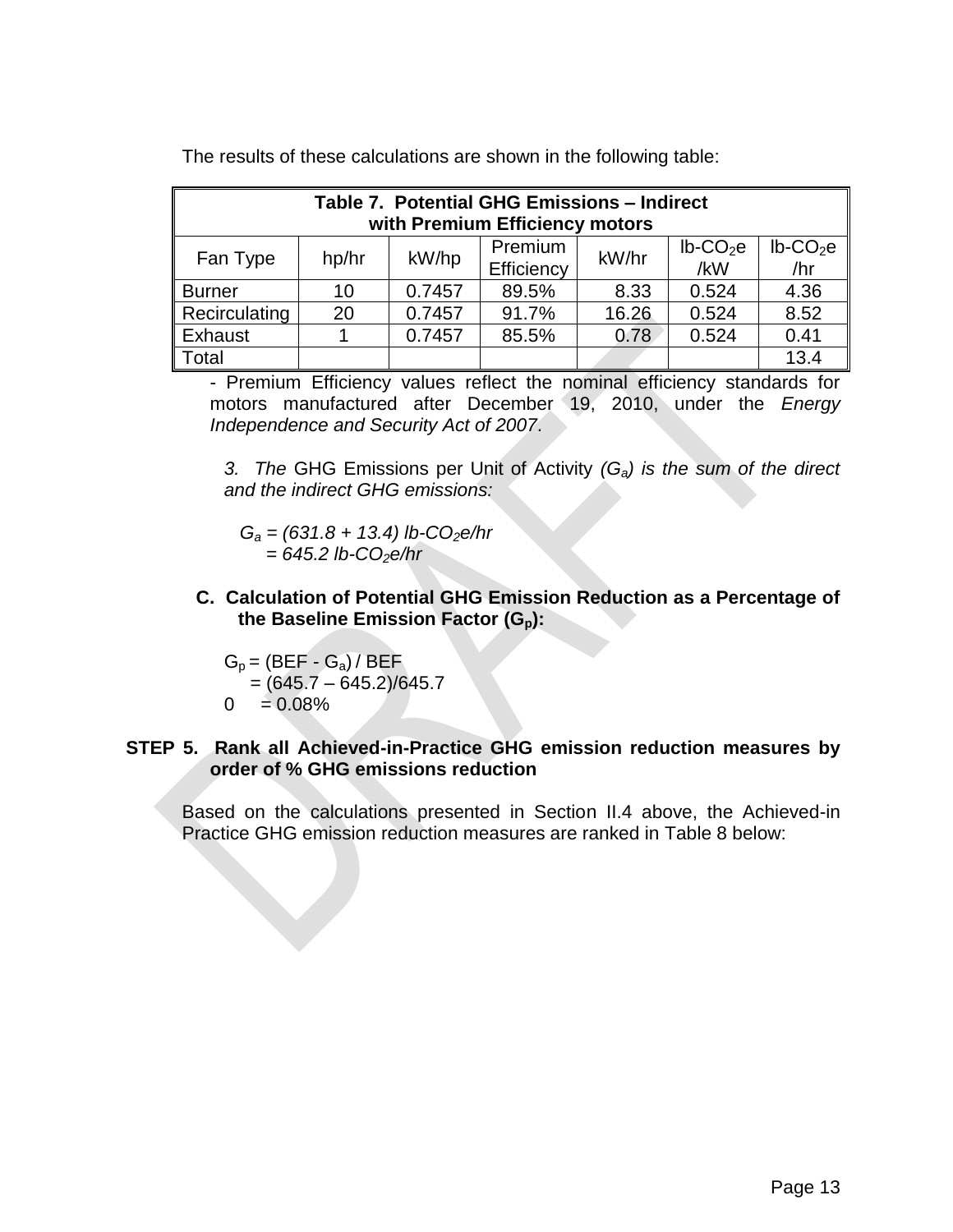The results of these calculations are shown in the following table:

| Table 7. Potential GHG Emissions – Indirect with Premium Efficiency motors | | | | | | |
|---|---|---|---|---|---|---|
| Fan Type | hp/hr | kW/hp | Premium Efficiency | kW/hr | lb-$CO_2$e /kW | lb-$CO_2$e /hr |
| Burner | 10 | 0.7457 | 89.5% | 8.33 | 0.524 | 4.36 |
| Recirculating | 20 | 0.7457 | 91.7% | 16.26 | 0.524 | 8.52 |
| Exhaust | 1 | 0.7457 | 85.5% | 0.78 | 0.524 | 0.41 |
| Total | | | | | | 13.4 |

- Premium Efficiency values reflect the nominal efficiency standards for motors manufactured after December 19, 2010, under the *Energy Independence and Security Act of 2007*.

*3. The* GHG Emissions per Unit of Activity *($G_a$) is the sum of the direct and the indirect GHG emissions:*

$G_a$ *= (631.8 + 13.4) lb-$CO_2$e/hr*
*= 645.2 lb-$CO_2$e/hr*

**C. Calculation of Potential GHG Emission Reduction as a Percentage of the Baseline Emission Factor ($G_p$):**

$G_p$ = (BEF - $G_a$) / BEF
= (645.7 – 645.2)/645.7
0 = 0.08%

**STEP 5. Rank all Achieved-in-Practice GHG emission reduction measures by order of % GHG emissions reduction**

Based on the calculations presented in Section II.4 above, the Achieved-in Practice GHG emission reduction measures are ranked in Table 8 below: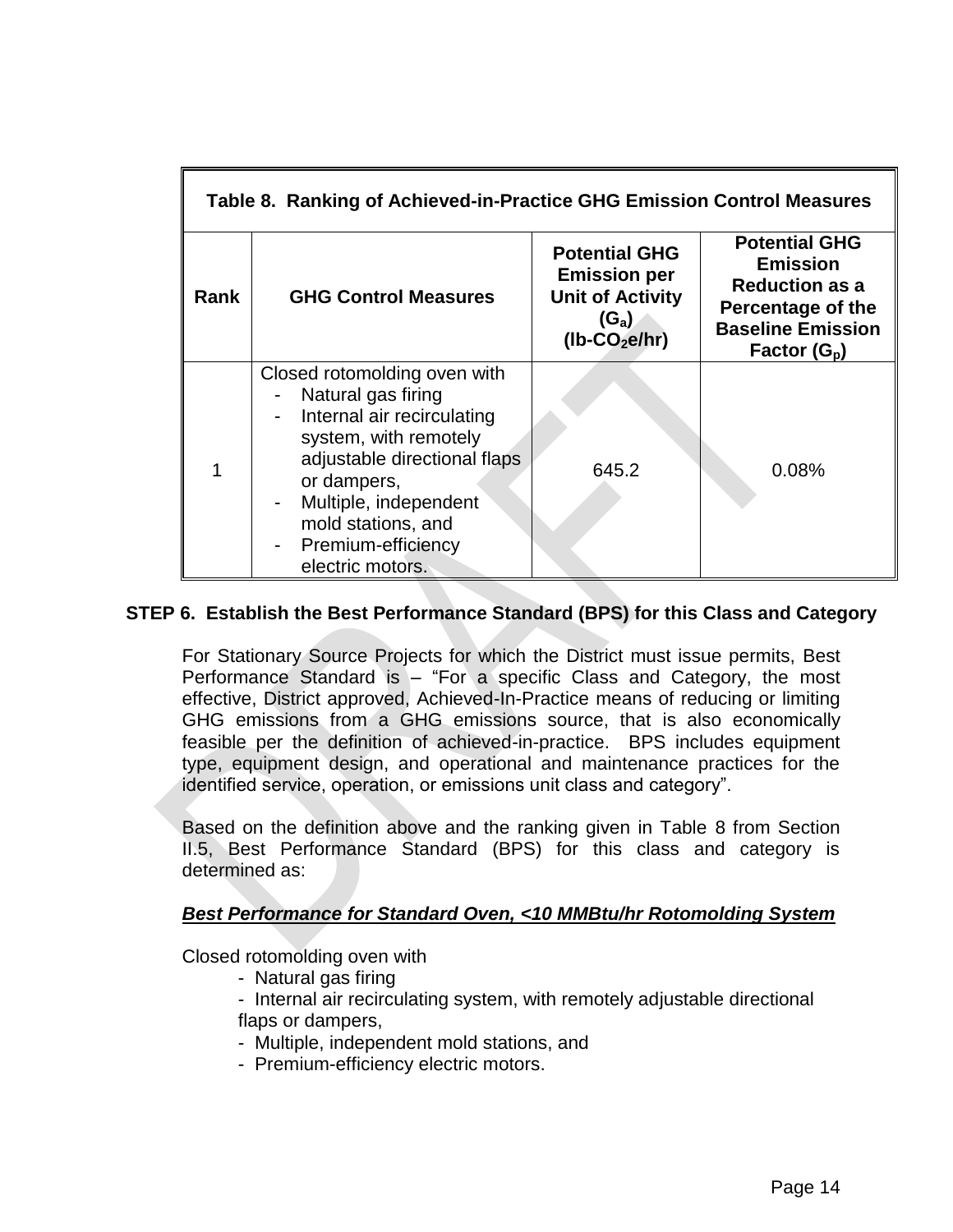| Table 8. Ranking of Achieved-in-Practice GHG Emission Control Measures | | | |
|---|---|---|---|
| **Rank** | **GHG Control Measures** | **Potential GHG Emission per Unit of Activity ($G_a$) (lb-$CO_2$e/hr)** | **Potential GHG Emission Reduction as a Percentage of the Baseline Emission Factor ($G_p$)** |
| 1 | Closed rotomolding oven with<br>- Natural gas firing<br>- Internal air recirculating system, with remotely adjustable directional flaps or dampers,<br>- Multiple, independent mold stations, and<br>- Premium-efficiency electric motors. | 645.2 | 0.08% |

## STEP 6. Establish the Best Performance Standard (BPS) for this Class and Category

For Stationary Source Projects for which the District must issue permits, Best Performance Standard is – "For a specific Class and Category, the most effective, District approved, Achieved-In-Practice means of reducing or limiting GHG emissions from a GHG emissions source, that is also economically feasible per the definition of achieved-in-practice. BPS includes equipment type, equipment design, and operational and maintenance practices for the identified service, operation, or emissions unit class and category".

Based on the definition above and the ranking given in Table 8 from Section II.5, Best Performance Standard (BPS) for this class and category is determined as:

***Best Performance for Standard Oven, <10 MMBtu/hr Rotomolding System***

Closed rotomolding oven with

- Natural gas firing
- Internal air recirculating system, with remotely adjustable directional flaps or dampers,
- Multiple, independent mold stations, and
- Premium-efficiency electric motors.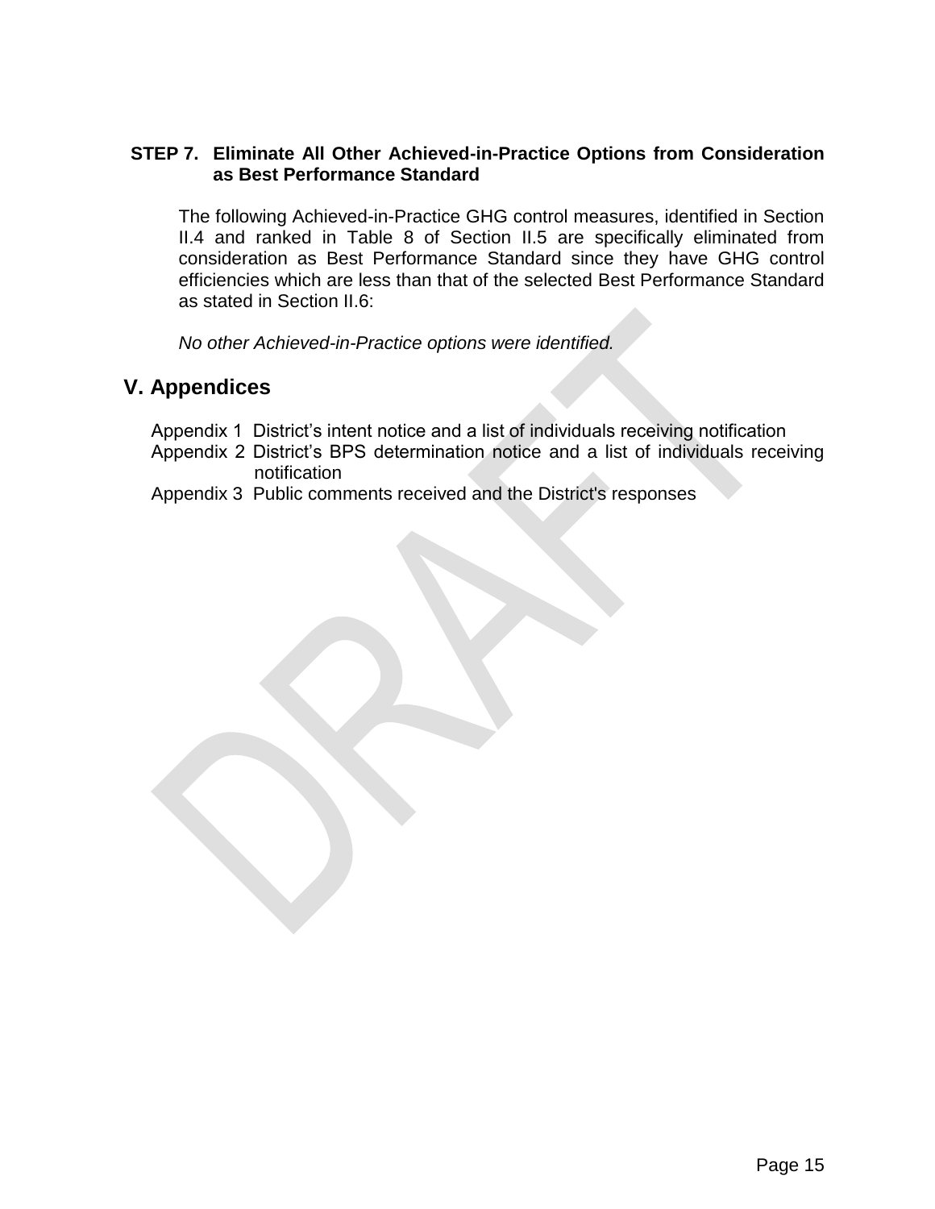**STEP 7. Eliminate All Other Achieved-in-Practice Options from Consideration as Best Performance Standard**

The following Achieved-in-Practice GHG control measures, identified in Section II.4 and ranked in Table 8 of Section II.5 are specifically eliminated from consideration as Best Performance Standard since they have GHG control efficiencies which are less than that of the selected Best Performance Standard as stated in Section II.6:

*No other Achieved-in-Practice options were identified.*

## V. Appendices

Appendix 1 District's intent notice and a list of individuals receiving notification
Appendix 2 District's BPS determination notice and a list of individuals receiving notification
Appendix 3 Public comments received and the District's responses